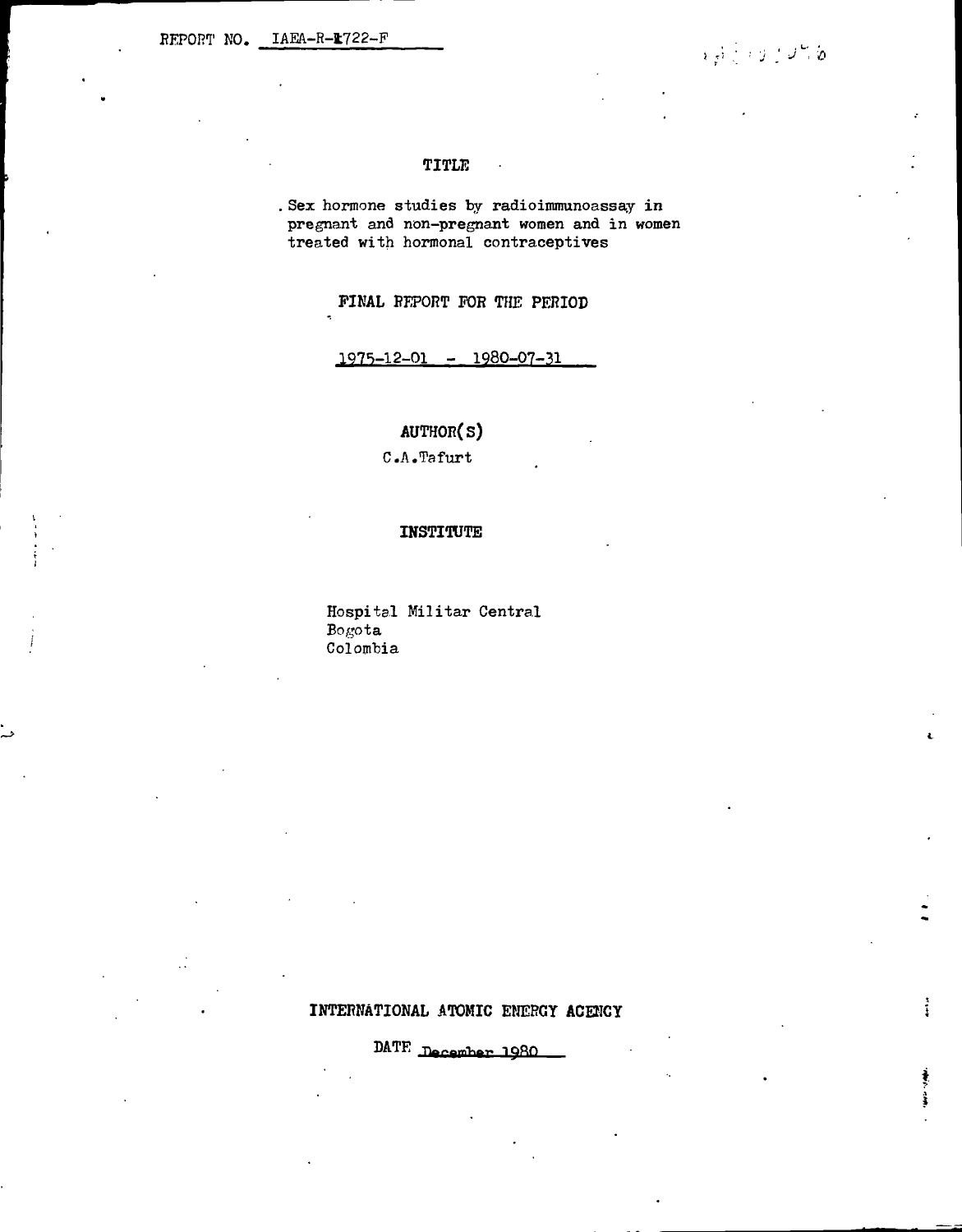REPORT NO. IAEA-R-1722-F

TITLE

Sex hormone studies by radioimmunoassay in pregnant and non-pregnant women and in women treated with hormonal contraceptives

FINAL REPORT FOR THE PERIOD

1975-12-01 - 1980-07-31

AUTHOR(S)

C.A.Tafurt

INSTITUTE

Hospital Militar Central
Bogota
Colombia

INTERNATIONAL ATOMIC ENERGY AGENCY

DATE December 1980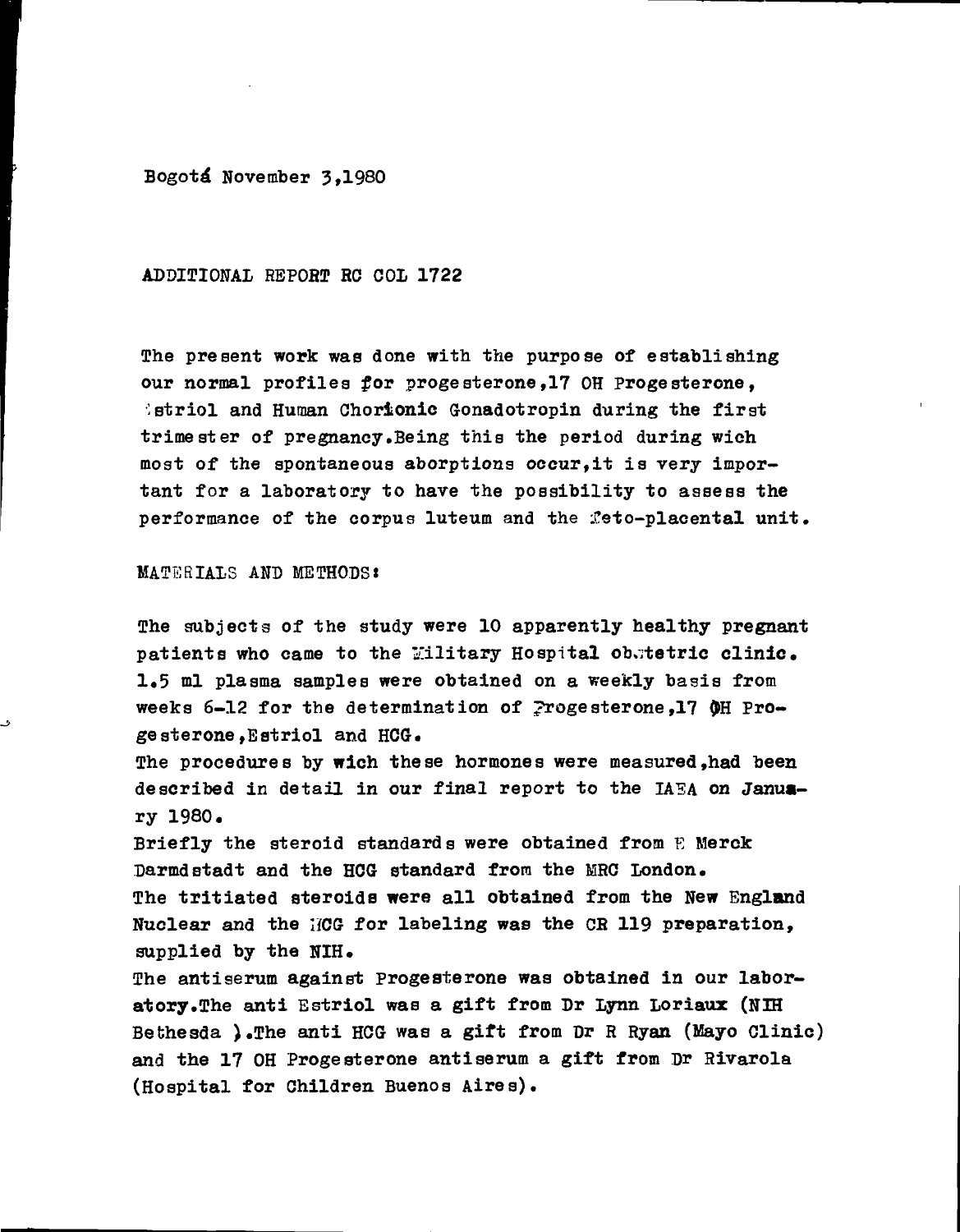Bogotá November 3,1980

ADDITIONAL REPORT RC COL 1722

The present work was done with the purpose of establishing our normal profiles for progesterone,17 OH Progesterone, Estriol and Human Chorionic Gonadotropin during the first trimester of pregnancy.Being this the period during wich most of the spontaneous aborptions occur,it is very important for a laboratory to have the possibility to assess the performance of the corpus luteum and the feto-placental unit.

MATERIALS AND METHODS:

The subjects of the study were 10 apparently healthy pregnant patients who came to the Military Hospital obstetric clinic. 1.5 ml plasma samples were obtained on a weekly basis from weeks 6-12 for the determination of Progesterone,17 OH Progesterone,Estriol and HCG.

The procedures by wich these hormones were measured,had been described in detail in our final report to the IAEA on January 1980.

Briefly the steroid standards were obtained from E Merck Darmdstadt and the HCG standard from the MRC London.

The tritiated steroids were all obtained from the New England Nuclear and the HCG for labeling was the CR 119 preparation, supplied by the NIH.

The antiserum against Progesterone was obtained in our laboratory.The anti Estriol was a gift from Dr Lynn Loriaux (NIH Bethesda ).The anti HCG was a gift from Dr R Ryan (Mayo Clinic) and the 17 OH Progesterone antiserum a gift from Dr Rivarola (Hospital for Children Buenos Aires).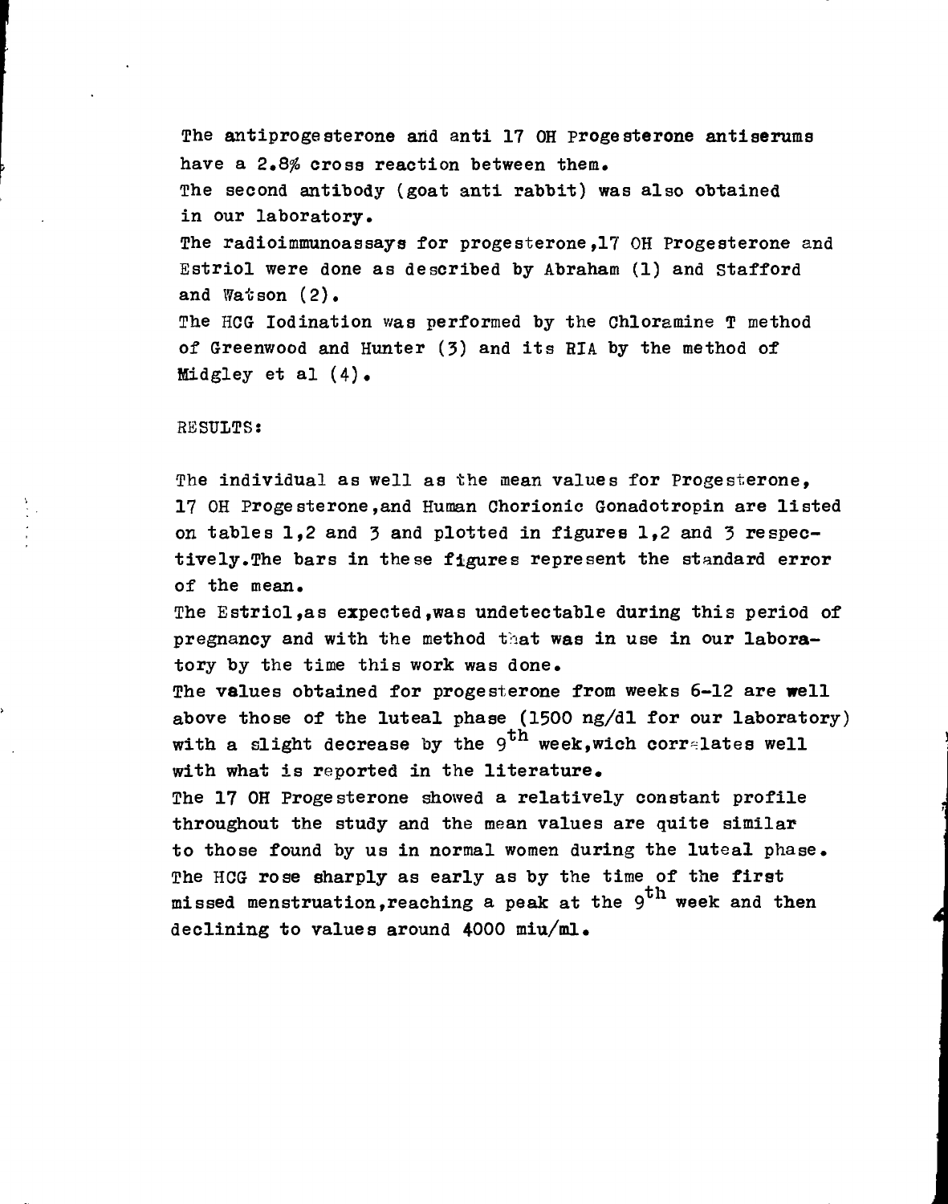The antiprogesterone and anti 17 OH Progesterone antiserums have a 2.8% cross reaction between them.

The second antibody (goat anti rabbit) was also obtained in our laboratory.

The radioimmunoassays for progesterone,17 OH Progesterone and Estriol were done as described by Abraham (1) and Stafford and Watson (2).

The HCG Iodination was performed by the Chloramine T method of Greenwood and Hunter (3) and its RIA by the method of Midgley et al (4).

RESULTS:

The individual as well as the mean values for Progesterone, 17 OH Progesterone,and Human Chorionic Gonadotropin are listed on tables 1,2 and 3 and plotted in figures 1,2 and 3 respectively.The bars in these figures represent the standard error of the mean.

The Estriol,as expected,was undetectable during this period of pregnancy and with the method that was in use in our laboratory by the time this work was done.

The values obtained for progesterone from weeks 6-12 are well above those of the luteal phase (1500 ng/dl for our laboratory) with a slight decrease by the $9^{th}$ week,wich correlates well with what is reported in the literature.

The 17 OH Progesterone showed a relatively constant profile throughout the study and the mean values are quite similar to those found by us in normal women during the luteal phase.

The HCG rose sharply as early as by the time of the first missed menstruation,reaching a peak at the $9^{th}$ week and then declining to values around 4000 miu/ml.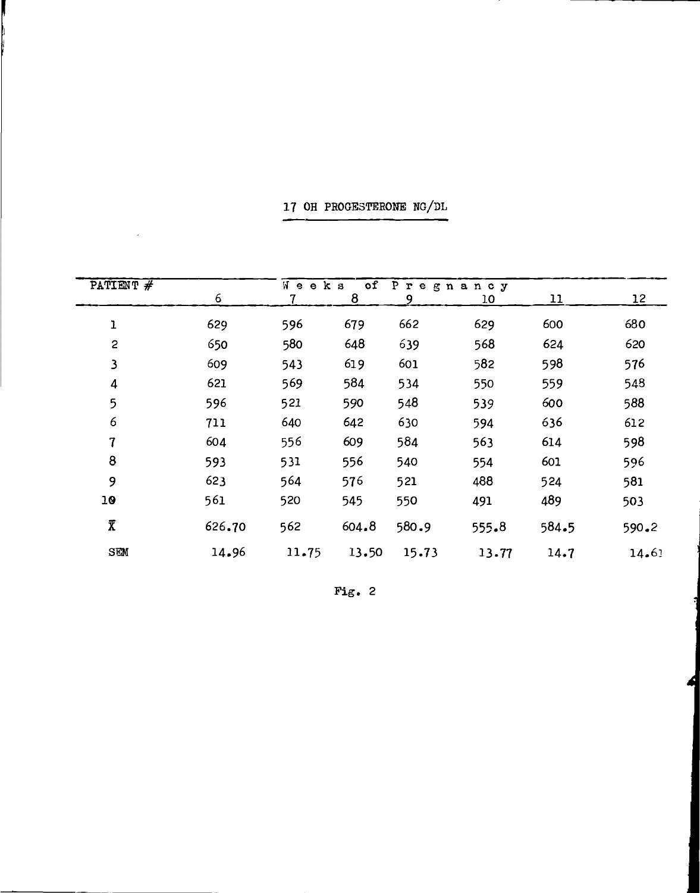## 17 OH PROGESTERONE NG/DL

| PATIENT # | Weeks of Pregnancy | | | | | | |
|---|---|---|---|---|---|---|---|
| | 6 | 7 | 8 | 9 | 10 | 11 | 12 |
| 1 | 629 | 596 | 679 | 662 | 629 | 600 | 680 |
| 2 | 650 | 580 | 648 | 639 | 568 | 624 | 620 |
| 3 | 609 | 543 | 619 | 601 | 582 | 598 | 576 |
| 4 | 621 | 569 | 584 | 534 | 550 | 559 | 548 |
| 5 | 596 | 521 | 590 | 548 | 539 | 600 | 588 |
| 6 | 711 | 640 | 642 | 630 | 594 | 636 | 612 |
| 7 | 604 | 556 | 609 | 584 | 563 | 614 | 598 |
| 8 | 593 | 531 | 556 | 540 | 554 | 601 | 596 |
| 9 | 623 | 564 | 576 | 521 | 488 | 524 | 581 |
| 10 | 561 | 520 | 545 | 550 | 491 | 489 | 503 |
| $\bar{X}$ | 626.70 | 562 | 604.8 | 580.9 | 555.8 | 584.5 | 590.2 |
| SEM | 14.96 | 11.75 | 13.50 | 15.73 | 13.77 | 14.7 | 14.61 |

Fig. 2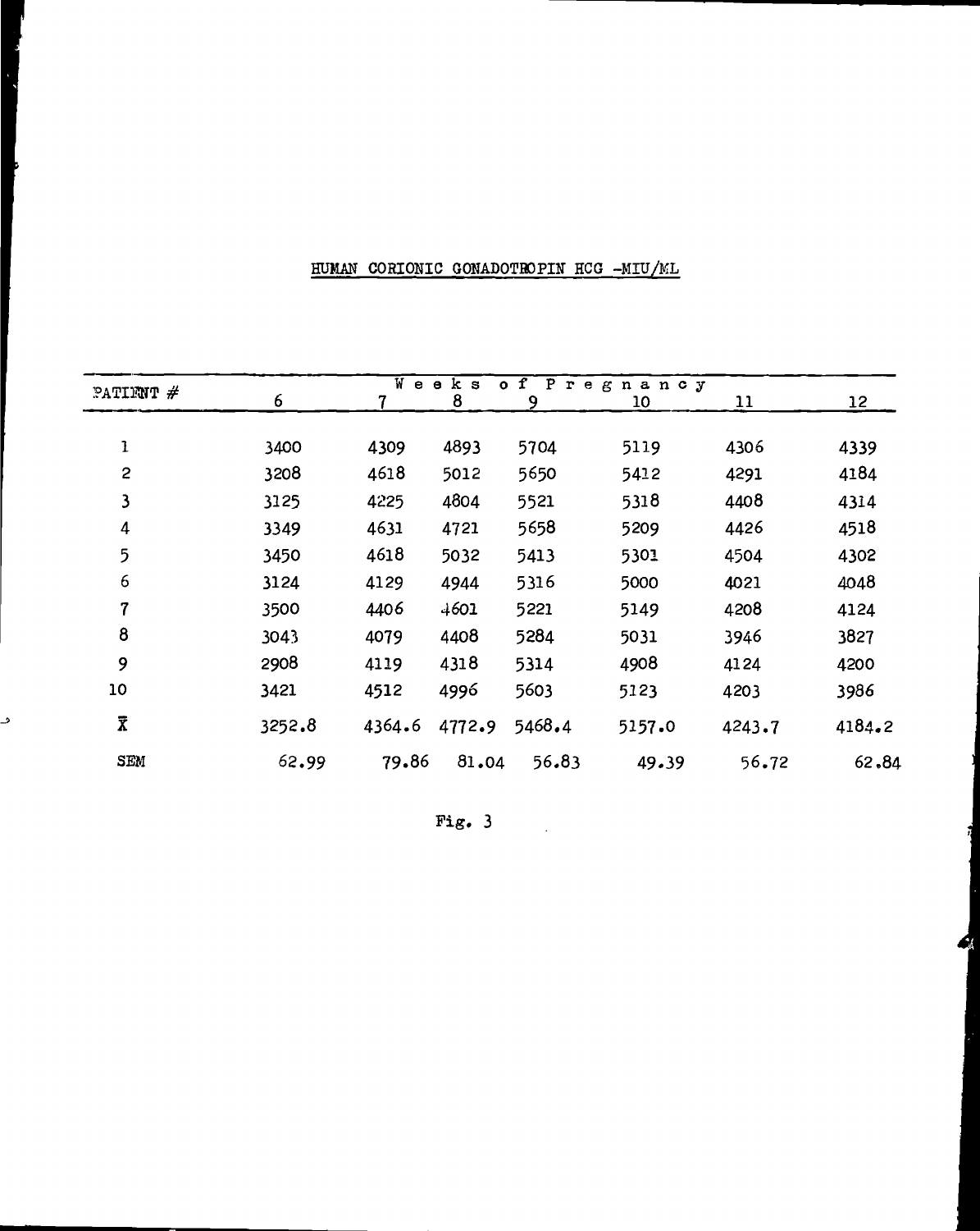## HUMAN CORIONIC GONADOTROPIN HCG -MIU/ML

| PATIENT # | Weeks of Pregnancy | | | | | | |
|---|---|---|---|---|---|---|---|
| | 6 | 7 | 8 | 9 | 10 | 11 | 12 |
| 1 | 3400 | 4309 | 4893 | 5704 | 5119 | 4306 | 4339 |
| 2 | 3208 | 4618 | 5012 | 5650 | 5412 | 4291 | 4184 |
| 3 | 3125 | 4225 | 4804 | 5521 | 5318 | 4408 | 4314 |
| 4 | 3349 | 4631 | 4721 | 5658 | 5209 | 4426 | 4518 |
| 5 | 3450 | 4618 | 5032 | 5413 | 5301 | 4504 | 4302 |
| 6 | 3124 | 4129 | 4944 | 5316 | 5000 | 4021 | 4048 |
| 7 | 3500 | 4406 | 4601 | 5221 | 5149 | 4208 | 4124 |
| 8 | 3043 | 4079 | 4408 | 5284 | 5031 | 3946 | 3827 |
| 9 | 2908 | 4119 | 4318 | 5314 | 4908 | 4124 | 4200 |
| 10 | 3421 | 4512 | 4996 | 5603 | 5123 | 4203 | 3986 |
| $\bar{X}$ | 3252.8 | 4364.6 | 4772.9 | 5468.4 | 5157.0 | 4243.7 | 4184.2 |
| SEM | 62.99 | 79.86 | 81.04 | 56.83 | 49.39 | 56.72 | 62.84 |

Fig. 3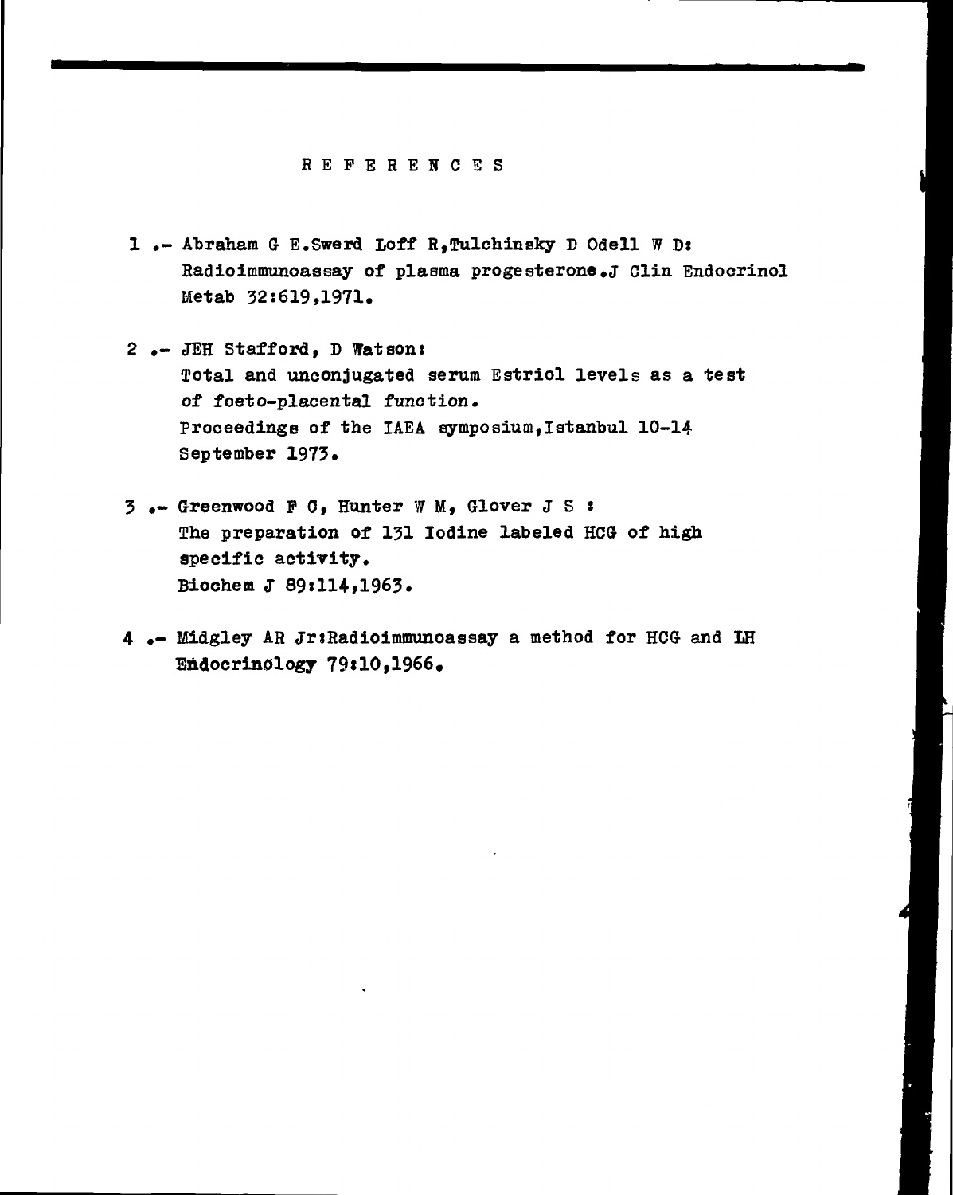# REFERENCES

1 .- Abraham G E.Swerd Loff R,Tulchinsky D Odell W D: Radioimmunoassay of plasma progesterone.J Clin Endocrinol Metab 32:619,1971.

2 .- JEH Stafford, D Watson: Total and unconjugated serum Estriol levels as a test of foeto-placental function. Proceedings of the IAEA symposium,Istanbul 10-14 September 1973.

3 .- Greenwood F C, Hunter W M, Glover J S : The preparation of 131 Iodine labeled HCG of high specific activity. Biochem J 89:114,1963.

4 .- Midgley AR Jr:Radioimmunoassay a method for HCG and LH Endocrinology 79:10,1966.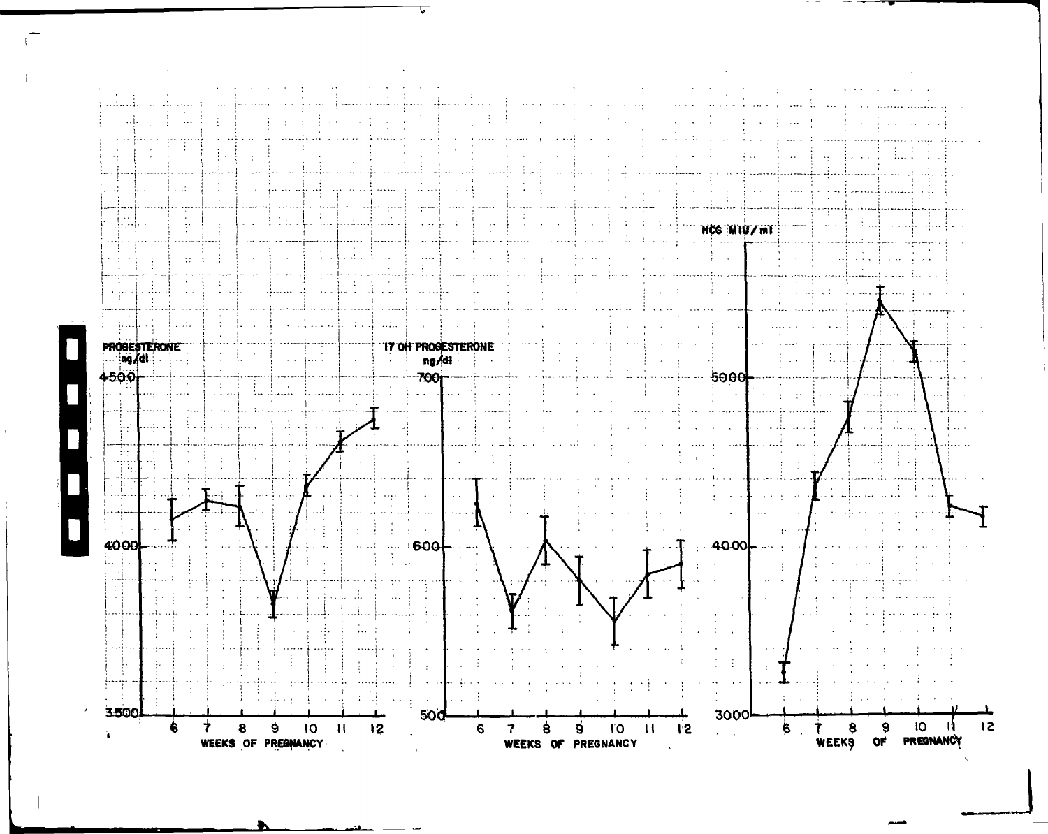PROGESTERONE ng/dl

4500

4000

3500

6 7 8 9 10 11 12

WEEKS OF PREGNANCY

17 OH PROGESTERONE ng/dl

700

600

500

6 7 8 9 10 11 12

WEEKS OF PREGNANCY

HCG MIU/ml

5000

4000

3000

6 7 8 9 10 11 12

WEEKS OF PREGNANCY